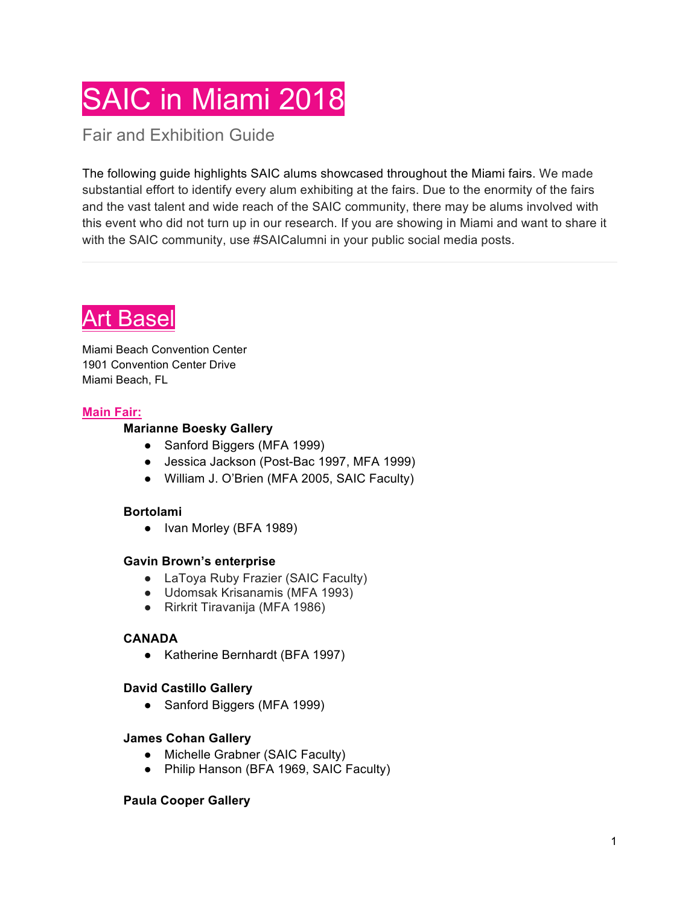# SAIC in Miami 2018

Fair and Exhibition Guide

The following guide highlights SAIC alums showcased throughout the Miami fairs. We made substantial effort to identify every alum exhibiting at the fairs. Due to the enormity of the fairs and the vast talent and wide reach of the SAIC community, there may be alums involved with this event who did not turn up in our research. If you are showing in Miami and want to share it with the SAIC community, use #SAICalumni in your public social media posts.

---

## Art Basel

Miami Beach Convention Center
1901 Convention Center Drive
Miami Beach, FL

### Main Fair:

**Marianne Boesky Gallery**

- Sanford Biggers (MFA 1999)
- Jessica Jackson (Post-Bac 1997, MFA 1999)
- William J. O'Brien (MFA 2005, SAIC Faculty)

**Bortolami**

- Ivan Morley (BFA 1989)

**Gavin Brown's enterprise**

- LaToya Ruby Frazier (SAIC Faculty)
- Udomsak Krisanamis (MFA 1993)
- Rirkrit Tiravanija (MFA 1986)

**CANADA**

- Katherine Bernhardt (BFA 1997)

**David Castillo Gallery**

- Sanford Biggers (MFA 1999)

**James Cohan Gallery**

- Michelle Grabner (SAIC Faculty)
- Philip Hanson (BFA 1969, SAIC Faculty)

**Paula Cooper Gallery**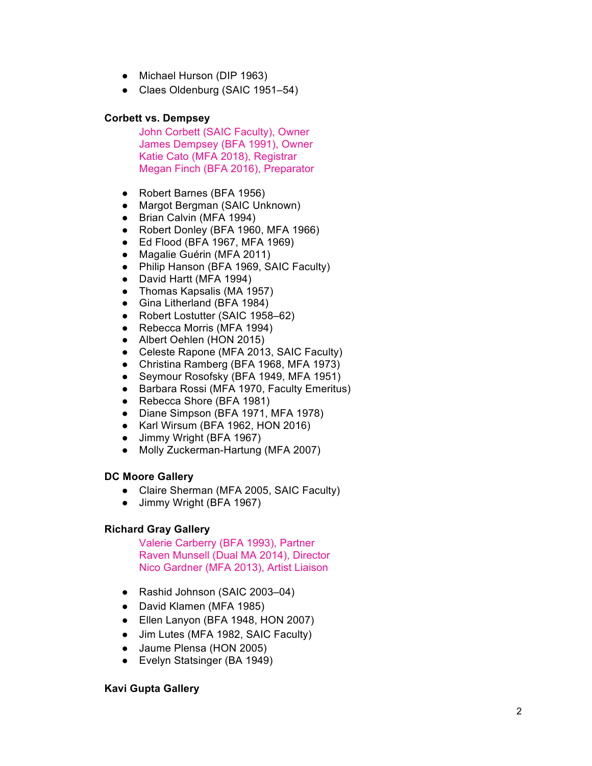- Michael Hurson (DIP 1963)
- Claes Oldenburg (SAIC 1951–54)

**Corbett vs. Dempsey**

John Corbett (SAIC Faculty), Owner
James Dempsey (BFA 1991), Owner
Katie Cato (MFA 2018), Registrar
Megan Finch (BFA 2016), Preparator

- Robert Barnes (BFA 1956)
- Margot Bergman (SAIC Unknown)
- Brian Calvin (MFA 1994)
- Robert Donley (BFA 1960, MFA 1966)
- Ed Flood (BFA 1967, MFA 1969)
- Magalie Guérin (MFA 2011)
- Philip Hanson (BFA 1969, SAIC Faculty)
- David Hartt (MFA 1994)
- Thomas Kapsalis (MA 1957)
- Gina Litherland (BFA 1984)
- Robert Lostutter (SAIC 1958–62)
- Rebecca Morris (MFA 1994)
- Albert Oehlen (HON 2015)
- Celeste Rapone (MFA 2013, SAIC Faculty)
- Christina Ramberg (BFA 1968, MFA 1973)
- Seymour Rosofsky (BFA 1949, MFA 1951)
- Barbara Rossi (MFA 1970, Faculty Emeritus)
- Rebecca Shore (BFA 1981)
- Diane Simpson (BFA 1971, MFA 1978)
- Karl Wirsum (BFA 1962, HON 2016)
- Jimmy Wright (BFA 1967)
- Molly Zuckerman-Hartung (MFA 2007)

**DC Moore Gallery**

- Claire Sherman (MFA 2005, SAIC Faculty)
- Jimmy Wright (BFA 1967)

**Richard Gray Gallery**

Valerie Carberry (BFA 1993), Partner
Raven Munsell (Dual MA 2014), Director
Nico Gardner (MFA 2013), Artist Liaison

- Rashid Johnson (SAIC 2003–04)
- David Klamen (MFA 1985)
- Ellen Lanyon (BFA 1948, HON 2007)
- Jim Lutes (MFA 1982, SAIC Faculty)
- Jaume Plensa (HON 2005)
- Evelyn Statsinger (BA 1949)

**Kavi Gupta Gallery**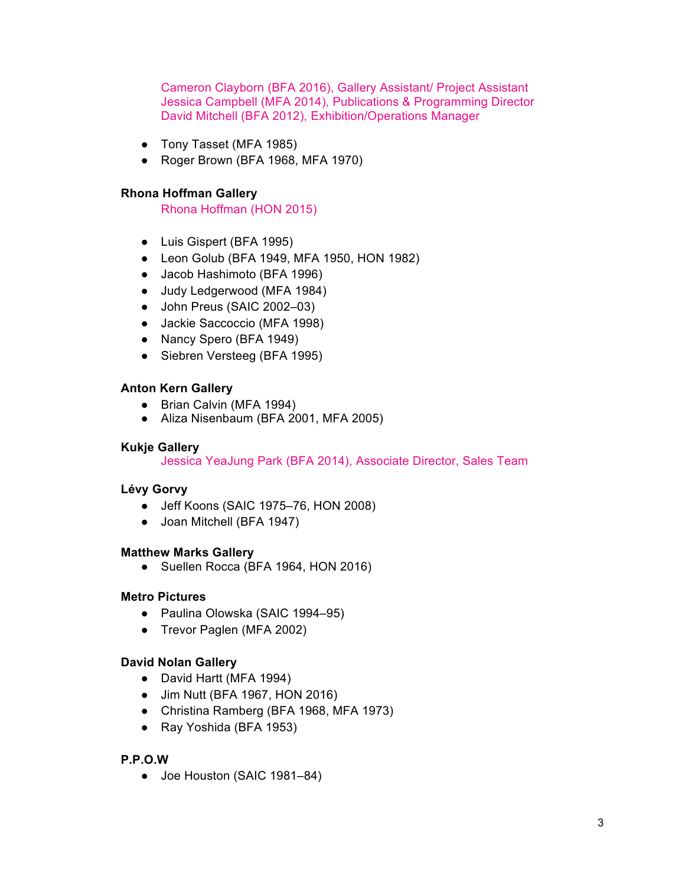Cameron Clayborn (BFA 2016), Gallery Assistant/ Project Assistant
Jessica Campbell (MFA 2014), Publications & Programming Director
David Mitchell (BFA 2012), Exhibition/Operations Manager

- Tony Tasset (MFA 1985)
- Roger Brown (BFA 1968, MFA 1970)

**Rhona Hoffman Gallery**

Rhona Hoffman (HON 2015)

- Luis Gispert (BFA 1995)
- Leon Golub (BFA 1949, MFA 1950, HON 1982)
- Jacob Hashimoto (BFA 1996)
- Judy Ledgerwood (MFA 1984)
- John Preus (SAIC 2002–03)
- Jackie Saccoccio (MFA 1998)
- Nancy Spero (BFA 1949)
- Siebren Versteeg (BFA 1995)

**Anton Kern Gallery**

- Brian Calvin (MFA 1994)
- Aliza Nisenbaum (BFA 2001, MFA 2005)

**Kukje Gallery**

Jessica YeaJung Park (BFA 2014), Associate Director, Sales Team

**Lévy Gorvy**

- Jeff Koons (SAIC 1975–76, HON 2008)
- Joan Mitchell (BFA 1947)

**Matthew Marks Gallery**

- Suellen Rocca (BFA 1964, HON 2016)

**Metro Pictures**

- Paulina Olowska (SAIC 1994–95)
- Trevor Paglen (MFA 2002)

**David Nolan Gallery**

- David Hartt (MFA 1994)
- Jim Nutt (BFA 1967, HON 2016)
- Christina Ramberg (BFA 1968, MFA 1973)
- Ray Yoshida (BFA 1953)

**P.P.O.W**

- Joe Houston (SAIC 1981–84)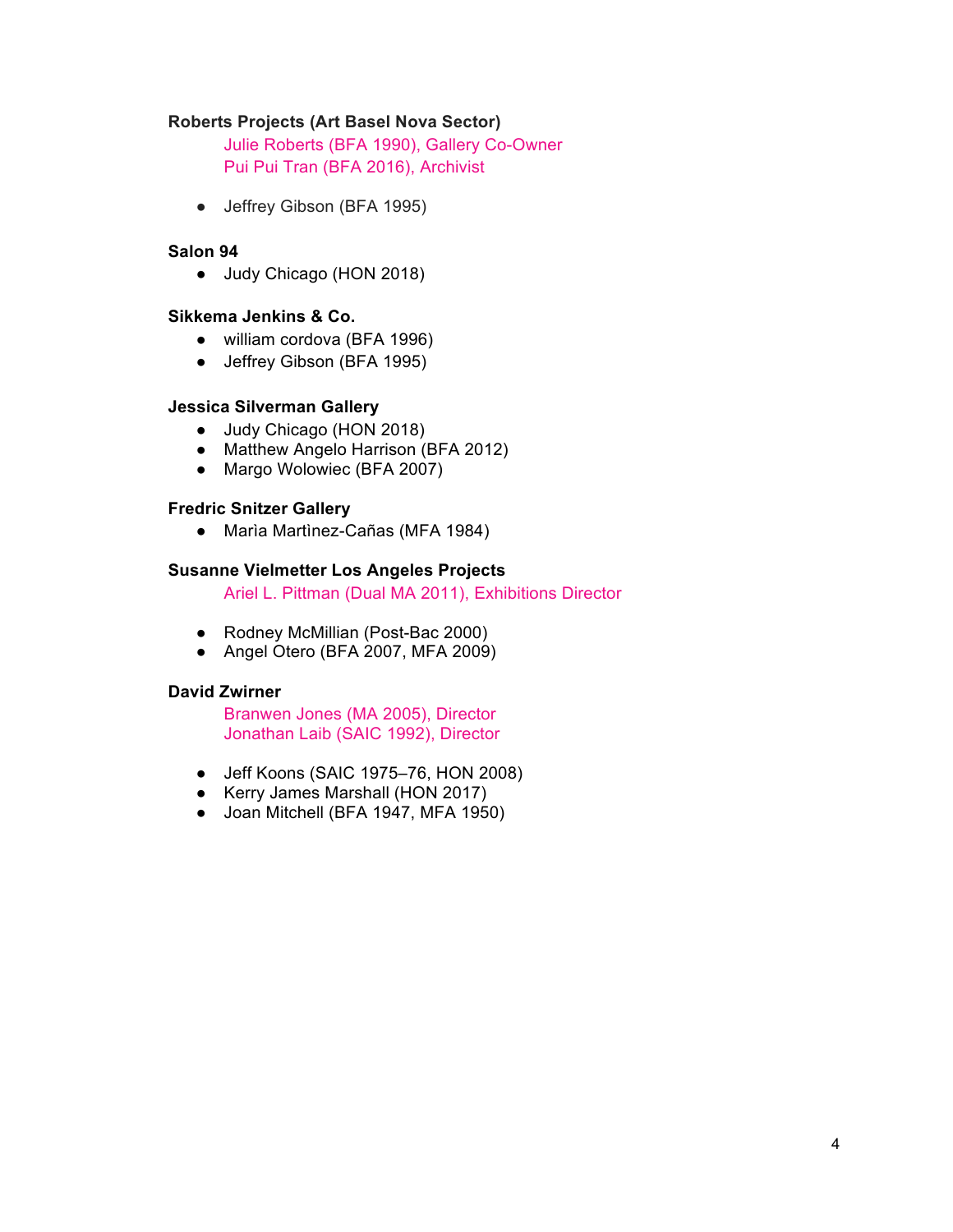**Roberts Projects (Art Basel Nova Sector)**

Julie Roberts (BFA 1990), Gallery Co-Owner
Pui Pui Tran (BFA 2016), Archivist

- Jeffrey Gibson (BFA 1995)

**Salon 94**

- Judy Chicago (HON 2018)

**Sikkema Jenkins & Co.**

- william cordova (BFA 1996)
- Jeffrey Gibson (BFA 1995)

**Jessica Silverman Gallery**

- Judy Chicago (HON 2018)
- Matthew Angelo Harrison (BFA 2012)
- Margo Wolowiec (BFA 2007)

**Fredric Snitzer Gallery**

- Marìa Martìnez-Cañas (MFA 1984)

**Susanne Vielmetter Los Angeles Projects**

Ariel L. Pittman (Dual MA 2011), Exhibitions Director

- Rodney McMillian (Post-Bac 2000)
- Angel Otero (BFA 2007, MFA 2009)

**David Zwirner**

Branwen Jones (MA 2005), Director
Jonathan Laib (SAIC 1992), Director

- Jeff Koons (SAIC 1975–76, HON 2008)
- Kerry James Marshall (HON 2017)
- Joan Mitchell (BFA 1947, MFA 1950)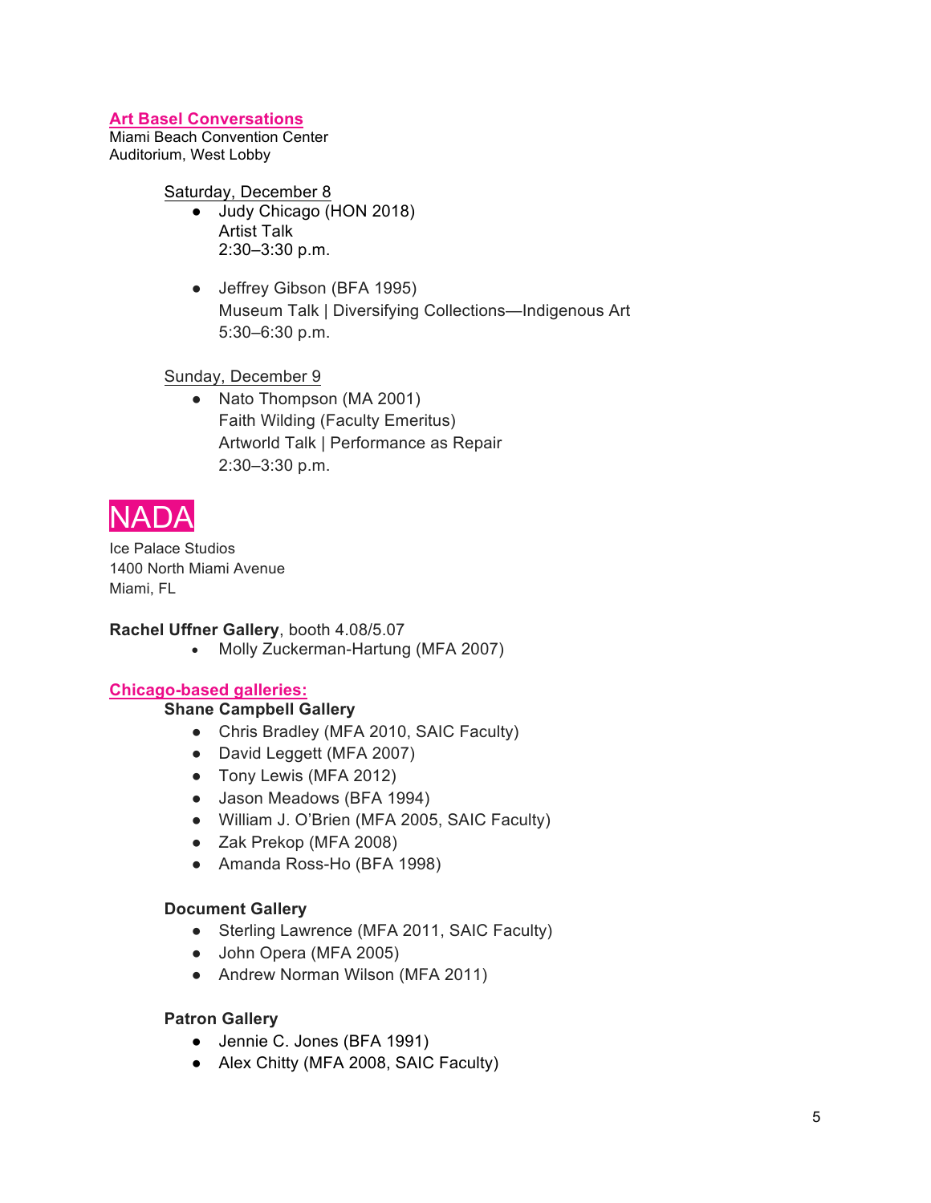## Art Basel Conversations

Miami Beach Convention Center
Auditorium, West Lobby

Saturday, December 8

- Judy Chicago (HON 2018)
  Artist Talk
  2:30–3:30 p.m.

- Jeffrey Gibson (BFA 1995)
  Museum Talk | Diversifying Collections—Indigenous Art
  5:30–6:30 p.m.

Sunday, December 9

- Nato Thompson (MA 2001)
  Faith Wilding (Faculty Emeritus)
  Artworld Talk | Performance as Repair
  2:30–3:30 p.m.

## NADA

Ice Palace Studios
1400 North Miami Avenue
Miami, FL

**Rachel Uffner Gallery**, booth 4.08/5.07

- Molly Zuckerman-Hartung (MFA 2007)

### Chicago-based galleries:

**Shane Campbell Gallery**

- Chris Bradley (MFA 2010, SAIC Faculty)
- David Leggett (MFA 2007)
- Tony Lewis (MFA 2012)
- Jason Meadows (BFA 1994)
- William J. O'Brien (MFA 2005, SAIC Faculty)
- Zak Prekop (MFA 2008)
- Amanda Ross-Ho (BFA 1998)

**Document Gallery**

- Sterling Lawrence (MFA 2011, SAIC Faculty)
- John Opera (MFA 2005)
- Andrew Norman Wilson (MFA 2011)

**Patron Gallery**

- Jennie C. Jones (BFA 1991)
- Alex Chitty (MFA 2008, SAIC Faculty)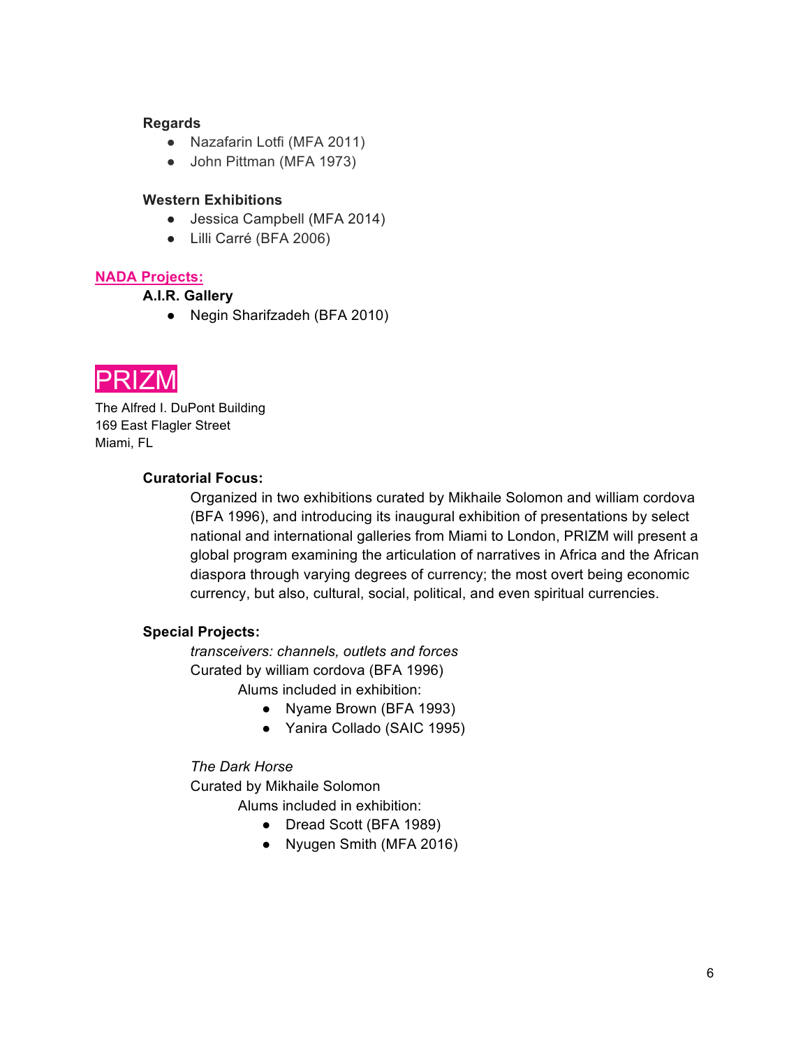**Regards**

- Nazafarin Lotfi (MFA 2011)
- John Pittman (MFA 1973)

**Western Exhibitions**

- Jessica Campbell (MFA 2014)
- Lilli Carré (BFA 2006)

**NADA Projects:**

**A.I.R. Gallery**

- Negin Sharifzadeh (BFA 2010)

# PRIZM

The Alfred I. DuPont Building
169 East Flagler Street
Miami, FL

**Curatorial Focus:**

Organized in two exhibitions curated by Mikhaile Solomon and william cordova (BFA 1996), and introducing its inaugural exhibition of presentations by select national and international galleries from Miami to London, PRIZM will present a global program examining the articulation of narratives in Africa and the African diaspora through varying degrees of currency; the most overt being economic currency, but also, cultural, social, political, and even spiritual currencies.

**Special Projects:**

*transceivers: channels, outlets and forces*
Curated by william cordova (BFA 1996)

Alums included in exhibition:

- Nyame Brown (BFA 1993)
- Yanira Collado (SAIC 1995)

*The Dark Horse*
Curated by Mikhaile Solomon

Alums included in exhibition:

- Dread Scott (BFA 1989)
- Nyugen Smith (MFA 2016)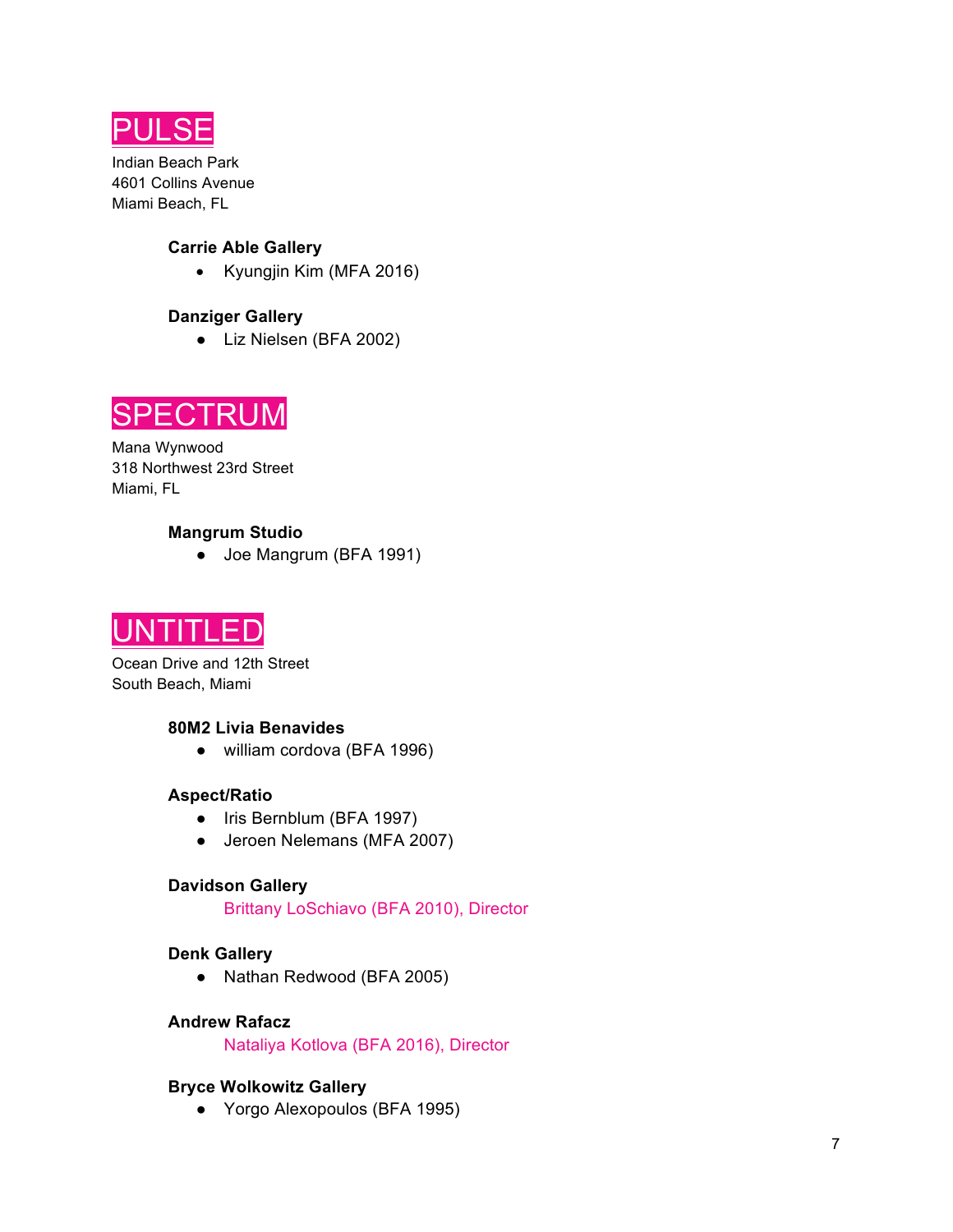# PULSE

Indian Beach Park
4601 Collins Avenue
Miami Beach, FL

### Carrie Able Gallery

- Kyungjin Kim (MFA 2016)

### Danziger Gallery

- Liz Nielsen (BFA 2002)

# SPECTRUM

Mana Wynwood
318 Northwest 23rd Street
Miami, FL

### Mangrum Studio

- Joe Mangrum (BFA 1991)

# UNTITLED

Ocean Drive and 12th Street
South Beach, Miami

### 80M2 Livia Benavides

- william cordova (BFA 1996)

### Aspect/Ratio

- Iris Bernblum (BFA 1997)
- Jeroen Nelemans (MFA 2007)

### Davidson Gallery

Brittany LoSchiavo (BFA 2010), Director

### Denk Gallery

- Nathan Redwood (BFA 2005)

### Andrew Rafacz

Nataliya Kotlova (BFA 2016), Director

### Bryce Wolkowitz Gallery

- Yorgo Alexopoulos (BFA 1995)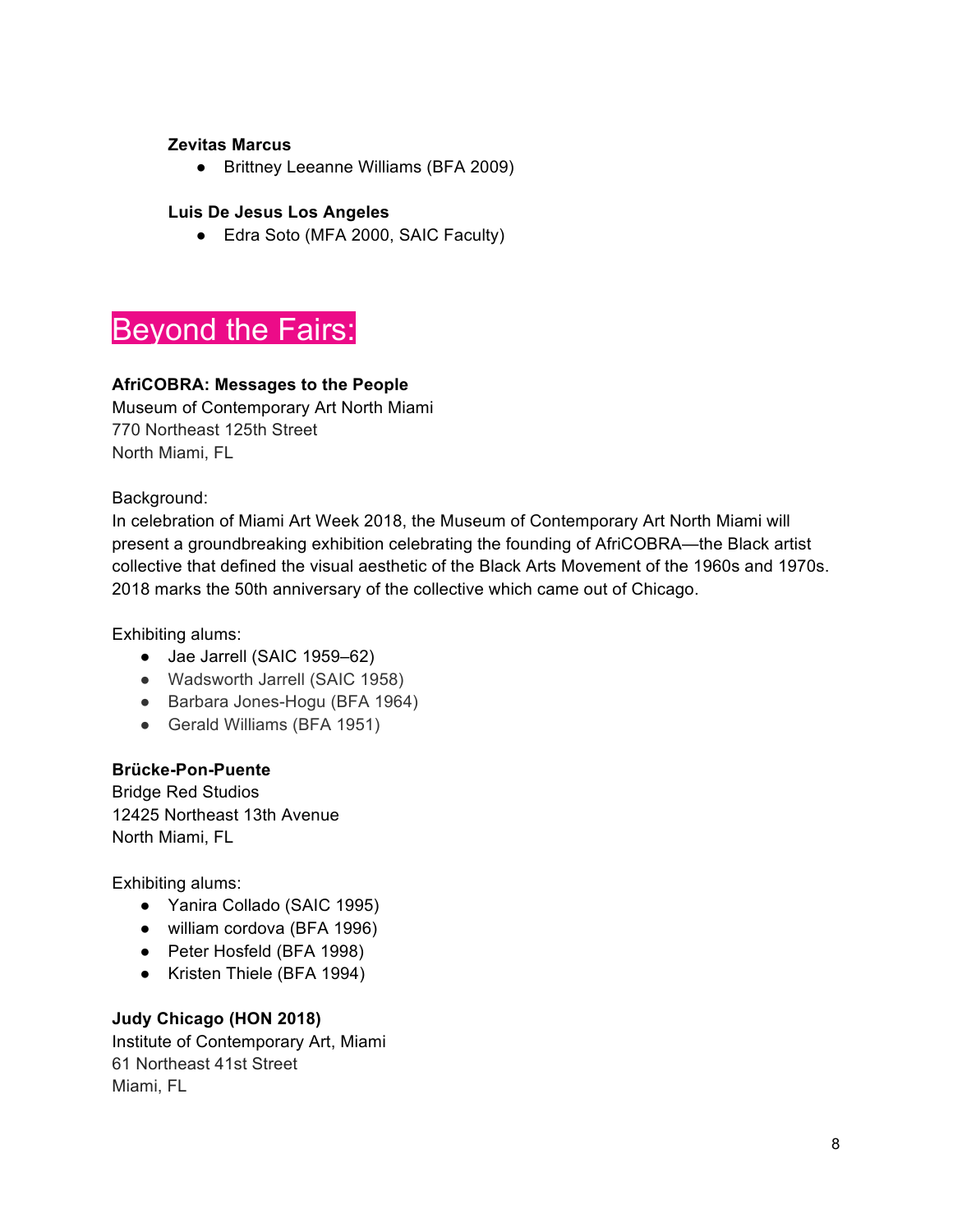**Zevitas Marcus**

- Brittney Leeanne Williams (BFA 2009)

**Luis De Jesus Los Angeles**

- Edra Soto (MFA 2000, SAIC Faculty)

## Beyond the Fairs:

**AfriCOBRA: Messages to the People**
Museum of Contemporary Art North Miami
770 Northeast 125th Street
North Miami, FL

Background:
In celebration of Miami Art Week 2018, the Museum of Contemporary Art North Miami will present a groundbreaking exhibition celebrating the founding of AfriCOBRA—the Black artist collective that defined the visual aesthetic of the Black Arts Movement of the 1960s and 1970s. 2018 marks the 50th anniversary of the collective which came out of Chicago.

Exhibiting alums:

- Jae Jarrell (SAIC 1959–62)
- Wadsworth Jarrell (SAIC 1958)
- Barbara Jones-Hogu (BFA 1964)
- Gerald Williams (BFA 1951)

**Brücke-Pon-Puente**
Bridge Red Studios
12425 Northeast 13th Avenue
North Miami, FL

Exhibiting alums:

- Yanira Collado (SAIC 1995)
- william cordova (BFA 1996)
- Peter Hosfeld (BFA 1998)
- Kristen Thiele (BFA 1994)

**Judy Chicago (HON 2018)**
Institute of Contemporary Art, Miami
61 Northeast 41st Street
Miami, FL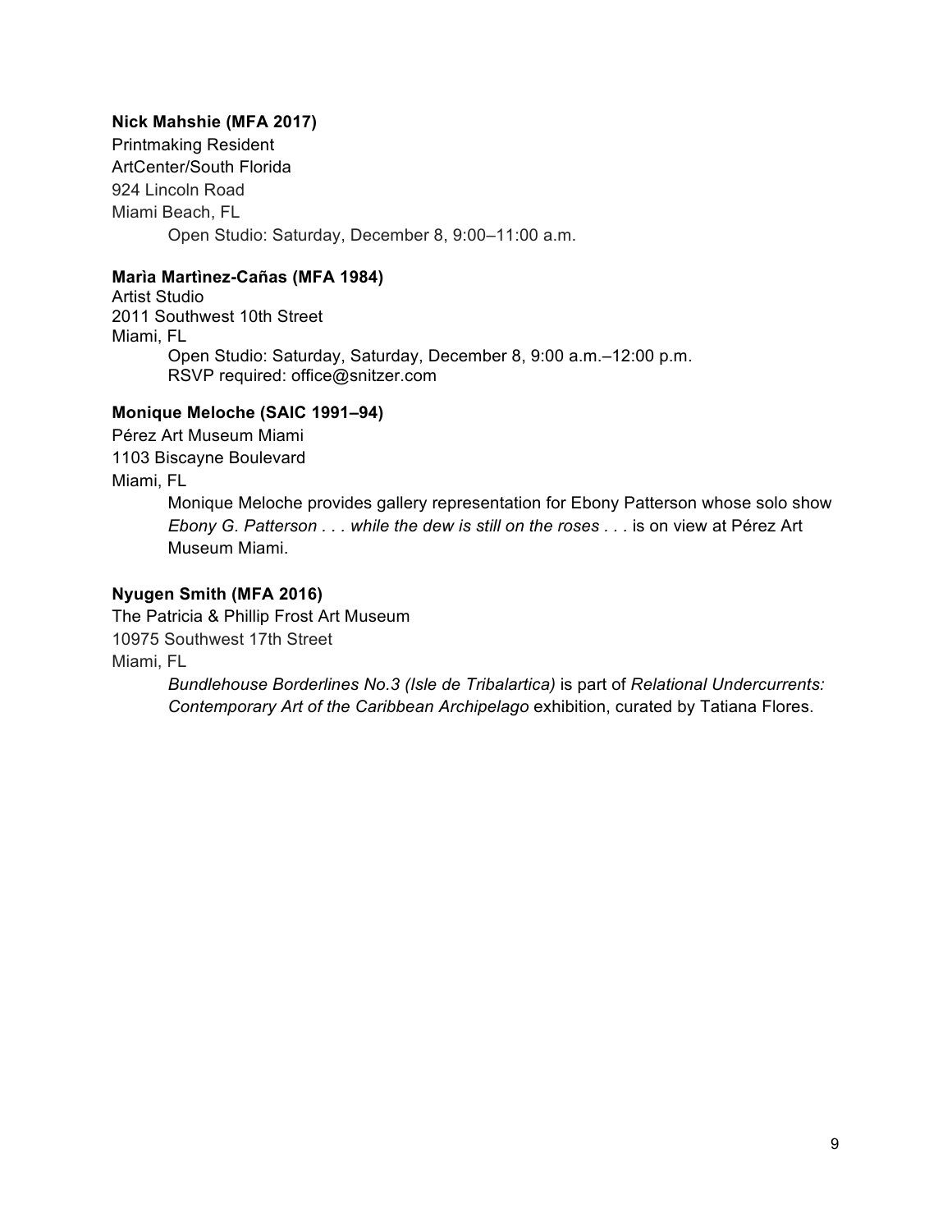**Nick Mahshie (MFA 2017)**
Printmaking Resident
ArtCenter/South Florida
924 Lincoln Road
Miami Beach, FL

Open Studio: Saturday, December 8, 9:00–11:00 a.m.

**Marìa Martìnez-Cañas (MFA 1984)**
Artist Studio
2011 Southwest 10th Street
Miami, FL

Open Studio: Saturday, Saturday, December 8, 9:00 a.m.–12:00 p.m.
RSVP required: office@snitzer.com

**Monique Meloche (SAIC 1991–94)**
Pérez Art Museum Miami
1103 Biscayne Boulevard
Miami, FL

Monique Meloche provides gallery representation for Ebony Patterson whose solo show *Ebony G. Patterson . . . while the dew is still on the roses . . .* is on view at Pérez Art Museum Miami.

**Nyugen Smith (MFA 2016)**
The Patricia & Phillip Frost Art Museum
10975 Southwest 17th Street
Miami, FL

*Bundlehouse Borderlines No.3 (Isle de Tribalartica)* is part of *Relational Undercurrents: Contemporary Art of the Caribbean Archipelago* exhibition, curated by Tatiana Flores.